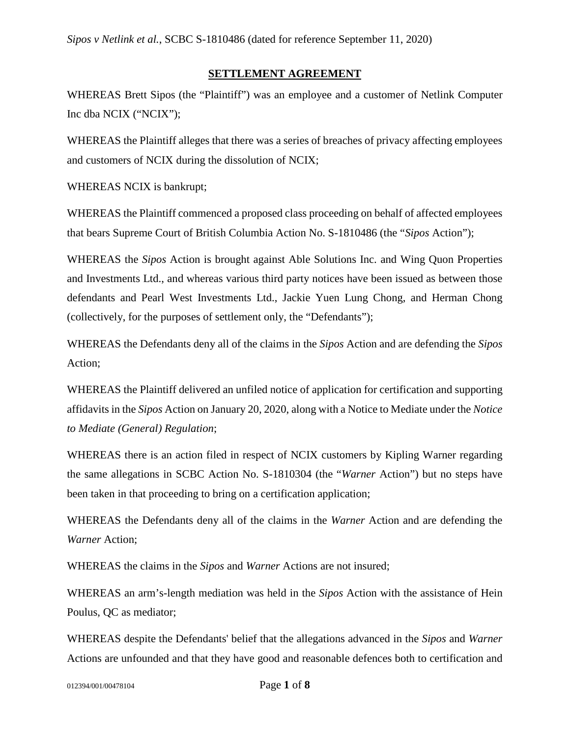## SETTLEMENT AGREEMENT

WHEREAS Brett Sipos (the "Plaintiff") was an employee and a customer of Netlink Computer Inc dba NCIX ("NCIX");

WHEREAS the Plaintiff alleges that there was a series of breaches of privacy affecting employees and customers of NCIX during the dissolution of NCIX;

WHEREAS NCIX is bankrupt;

WHEREAS the Plaintiff commenced a proposed class proceeding on behalf of affected employees that bears Supreme Court of British Columbia Action No. S-1810486 (the "*Sipos* Action");

WHEREAS the *Sipos* Action is brought against Able Solutions Inc. and Wing Quon Properties and Investments Ltd., and whereas various third party notices have been issued as between those defendants and Pearl West Investments Ltd., Jackie Yuen Lung Chong, and Herman Chong (collectively, for the purposes of settlement only, the "Defendants");

WHEREAS the Defendants deny all of the claims in the *Sipos* Action and are defending the *Sipos* Action;

WHEREAS the Plaintiff delivered an unfiled notice of application for certification and supporting affidavits in the *Sipos* Action on January 20, 2020, along with a Notice to Mediate under the *Notice to Mediate (General) Regulation*;

WHEREAS there is an action filed in respect of NCIX customers by Kipling Warner regarding the same allegations in SCBC Action No. S-1810304 (the "*Warner* Action") but no steps have been taken in that proceeding to bring on a certification application;

WHEREAS the Defendants deny all of the claims in the *Warner* Action and are defending the *Warner* Action;

WHEREAS the claims in the *Sipos* and *Warner* Actions are not insured;

WHEREAS an arm's-length mediation was held in the *Sipos* Action with the assistance of Hein Poulus, QC as mediator;

WHEREAS despite the Defendants' belief that the allegations advanced in the *Sipos* and *Warner* Actions are unfounded and that they have good and reasonable defences both to certification and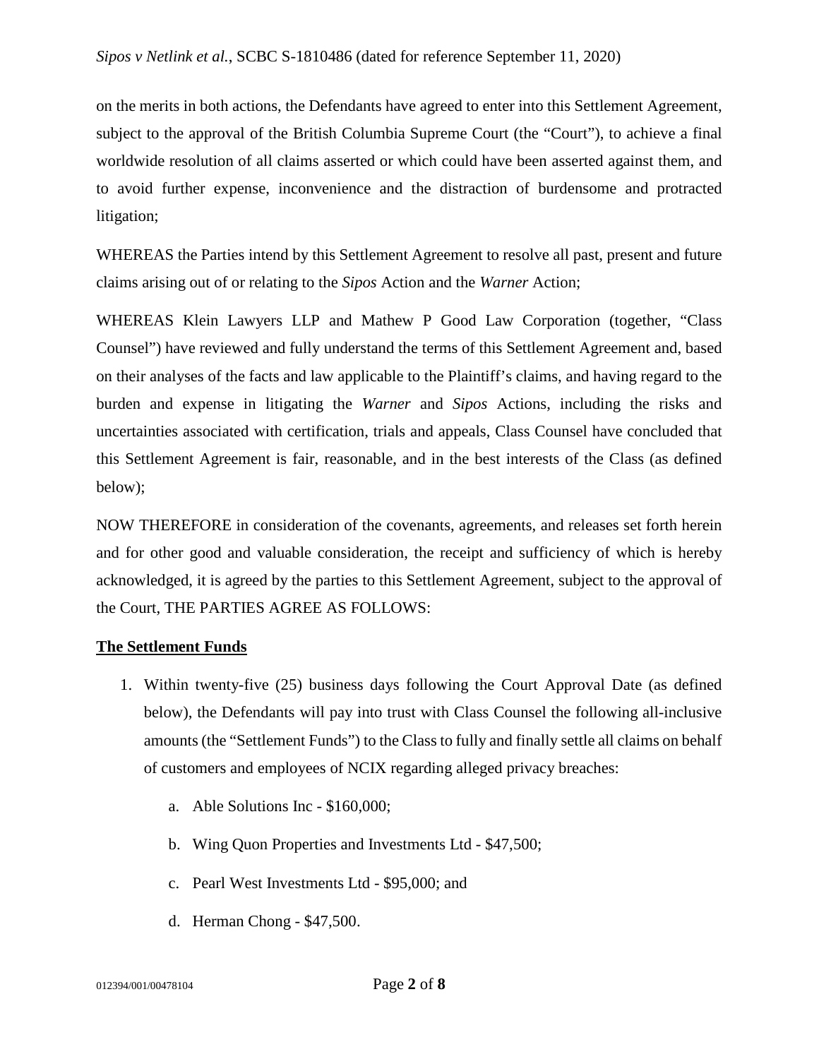on the merits in both actions, the Defendants have agreed to enter into this Settlement Agreement, subject to the approval of the British Columbia Supreme Court (the "Court"), to achieve a final worldwide resolution of all claims asserted or which could have been asserted against them, and to avoid further expense, inconvenience and the distraction of burdensome and protracted litigation;

WHEREAS the Parties intend by this Settlement Agreement to resolve all past, present and future claims arising out of or relating to the *Sipos* Action and the *Warner* Action;

WHEREAS Klein Lawyers LLP and Mathew P Good Law Corporation (together, "Class Counsel") have reviewed and fully understand the terms of this Settlement Agreement and, based on their analyses of the facts and law applicable to the Plaintiff's claims, and having regard to the burden and expense in litigating the *Warner* and *Sipos* Actions, including the risks and uncertainties associated with certification, trials and appeals, Class Counsel have concluded that this Settlement Agreement is fair, reasonable, and in the best interests of the Class (as defined below);

NOW THEREFORE in consideration of the covenants, agreements, and releases set forth herein and for other good and valuable consideration, the receipt and sufficiency of which is hereby acknowledged, it is agreed by the parties to this Settlement Agreement, subject to the approval of the Court, THE PARTIES AGREE AS FOLLOWS:

**The Settlement Funds**

1. Within twenty-five (25) business days following the Court Approval Date (as defined below), the Defendants will pay into trust with Class Counsel the following all-inclusive amounts (the "Settlement Funds") to the Class to fully and finally settle all claims on behalf of customers and employees of NCIX regarding alleged privacy breaches:

   a. Able Solutions Inc - $160,000;

   b. Wing Quon Properties and Investments Ltd - $47,500;

   c. Pearl West Investments Ltd - $95,000; and

   d. Herman Chong - $47,500.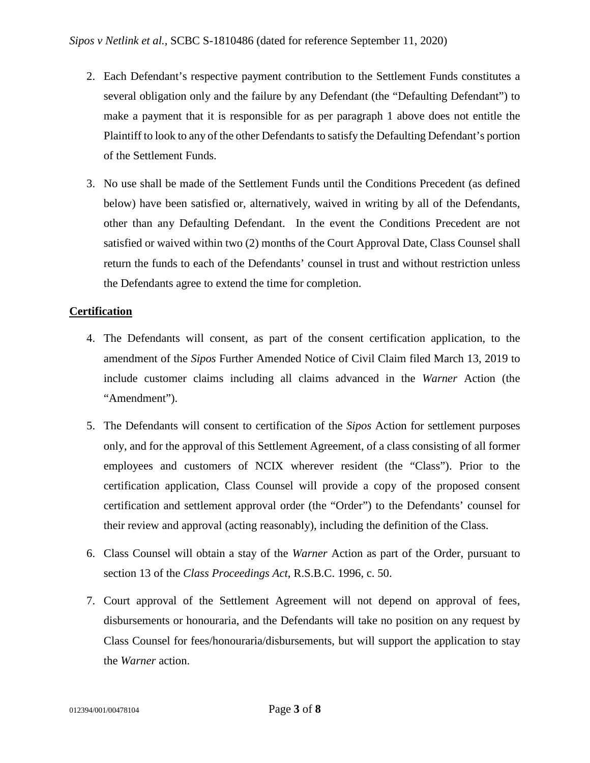2. Each Defendant's respective payment contribution to the Settlement Funds constitutes a several obligation only and the failure by any Defendant (the "Defaulting Defendant") to make a payment that it is responsible for as per paragraph 1 above does not entitle the Plaintiff to look to any of the other Defendants to satisfy the Defaulting Defendant's portion of the Settlement Funds.

3. No use shall be made of the Settlement Funds until the Conditions Precedent (as defined below) have been satisfied or, alternatively, waived in writing by all of the Defendants, other than any Defaulting Defendant. In the event the Conditions Precedent are not satisfied or waived within two (2) months of the Court Approval Date, Class Counsel shall return the funds to each of the Defendants' counsel in trust and without restriction unless the Defendants agree to extend the time for completion.

**Certification**

4. The Defendants will consent, as part of the consent certification application, to the amendment of the *Sipos* Further Amended Notice of Civil Claim filed March 13, 2019 to include customer claims including all claims advanced in the *Warner* Action (the "Amendment").

5. The Defendants will consent to certification of the *Sipos* Action for settlement purposes only, and for the approval of this Settlement Agreement, of a class consisting of all former employees and customers of NCIX wherever resident (the "Class"). Prior to the certification application, Class Counsel will provide a copy of the proposed consent certification and settlement approval order (the "Order") to the Defendants' counsel for their review and approval (acting reasonably), including the definition of the Class.

6. Class Counsel will obtain a stay of the *Warner* Action as part of the Order, pursuant to section 13 of the *Class Proceedings Act*, R.S.B.C. 1996, c. 50.

7. Court approval of the Settlement Agreement will not depend on approval of fees, disbursements or honouraria, and the Defendants will take no position on any request by Class Counsel for fees/honouraria/disbursements, but will support the application to stay the *Warner* action.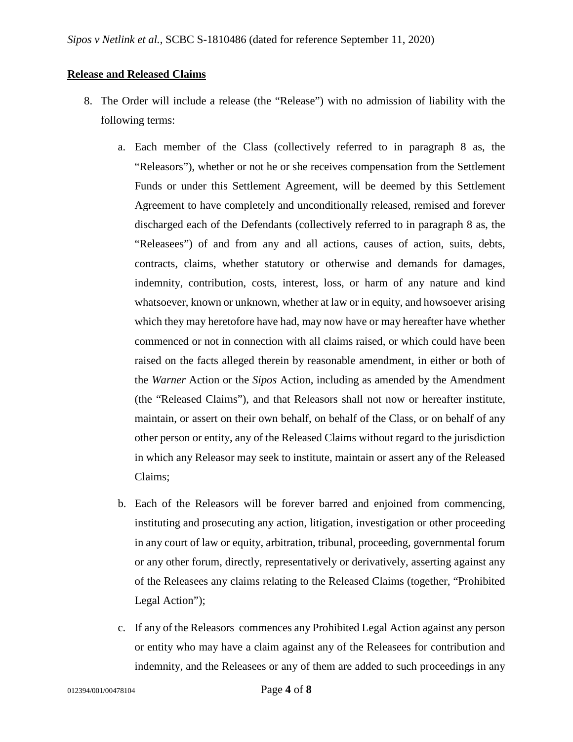**Release and Released Claims**

8. The Order will include a release (the "Release") with no admission of liability with the following terms:

   a. Each member of the Class (collectively referred to in paragraph 8 as, the "Releasors"), whether or not he or she receives compensation from the Settlement Funds or under this Settlement Agreement, will be deemed by this Settlement Agreement to have completely and unconditionally released, remised and forever discharged each of the Defendants (collectively referred to in paragraph 8 as, the "Releasees") of and from any and all actions, causes of action, suits, debts, contracts, claims, whether statutory or otherwise and demands for damages, indemnity, contribution, costs, interest, loss, or harm of any nature and kind whatsoever, known or unknown, whether at law or in equity, and howsoever arising which they may heretofore have had, may now have or may hereafter have whether commenced or not in connection with all claims raised, or which could have been raised on the facts alleged therein by reasonable amendment, in either or both of the *Warner* Action or the *Sipos* Action, including as amended by the Amendment (the "Released Claims"), and that Releasors shall not now or hereafter institute, maintain, or assert on their own behalf, on behalf of the Class, or on behalf of any other person or entity, any of the Released Claims without regard to the jurisdiction in which any Releasor may seek to institute, maintain or assert any of the Released Claims;

   b. Each of the Releasors will be forever barred and enjoined from commencing, instituting and prosecuting any action, litigation, investigation or other proceeding in any court of law or equity, arbitration, tribunal, proceeding, governmental forum or any other forum, directly, representatively or derivatively, asserting against any of the Releasees any claims relating to the Released Claims (together, "Prohibited Legal Action");

   c. If any of the Releasors commences any Prohibited Legal Action against any person or entity who may have a claim against any of the Releasees for contribution and indemnity, and the Releasees or any of them are added to such proceedings in any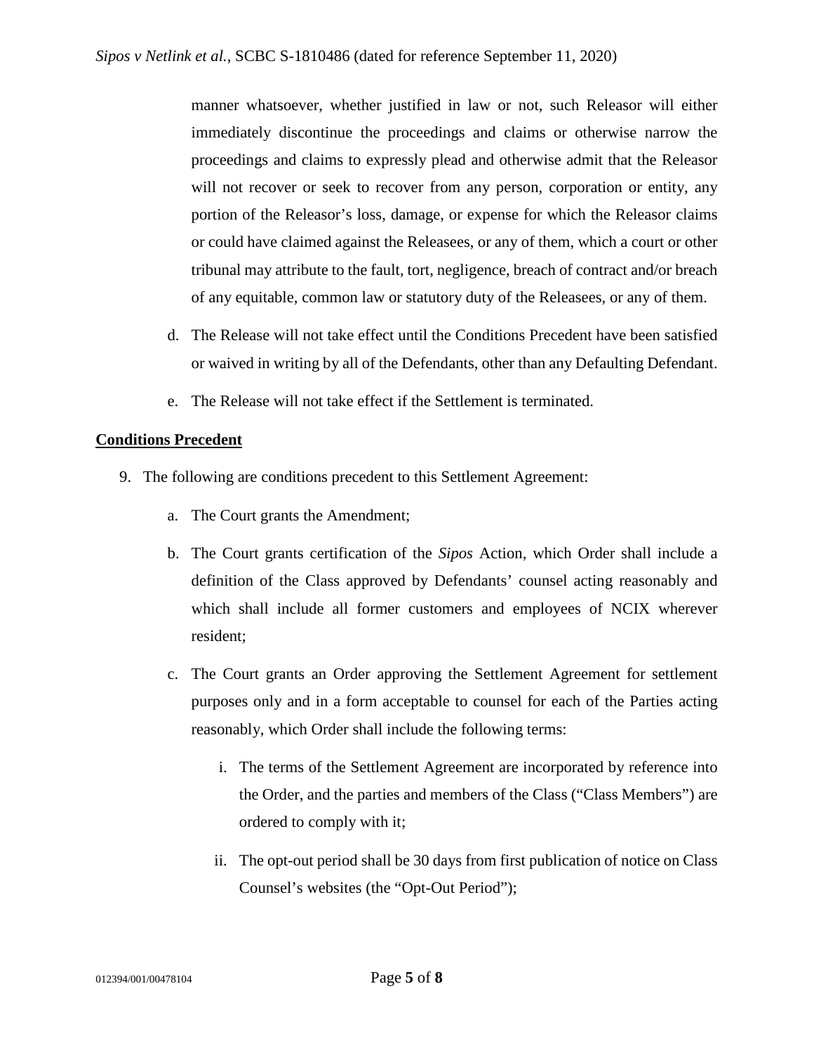manner whatsoever, whether justified in law or not, such Releasor will either immediately discontinue the proceedings and claims or otherwise narrow the proceedings and claims to expressly plead and otherwise admit that the Releasor will not recover or seek to recover from any person, corporation or entity, any portion of the Releasor's loss, damage, or expense for which the Releasor claims or could have claimed against the Releasees, or any of them, which a court or other tribunal may attribute to the fault, tort, negligence, breach of contract and/or breach of any equitable, common law or statutory duty of the Releasees, or any of them.

d. The Release will not take effect until the Conditions Precedent have been satisfied or waived in writing by all of the Defendants, other than any Defaulting Defendant.

e. The Release will not take effect if the Settlement is terminated.

**Conditions Precedent**

9. The following are conditions precedent to this Settlement Agreement:

   a. The Court grants the Amendment;

   b. The Court grants certification of the *Sipos* Action, which Order shall include a definition of the Class approved by Defendants' counsel acting reasonably and which shall include all former customers and employees of NCIX wherever resident;

   c. The Court grants an Order approving the Settlement Agreement for settlement purposes only and in a form acceptable to counsel for each of the Parties acting reasonably, which Order shall include the following terms:

      i. The terms of the Settlement Agreement are incorporated by reference into the Order, and the parties and members of the Class ("Class Members") are ordered to comply with it;

      ii. The opt-out period shall be 30 days from first publication of notice on Class Counsel's websites (the "Opt-Out Period");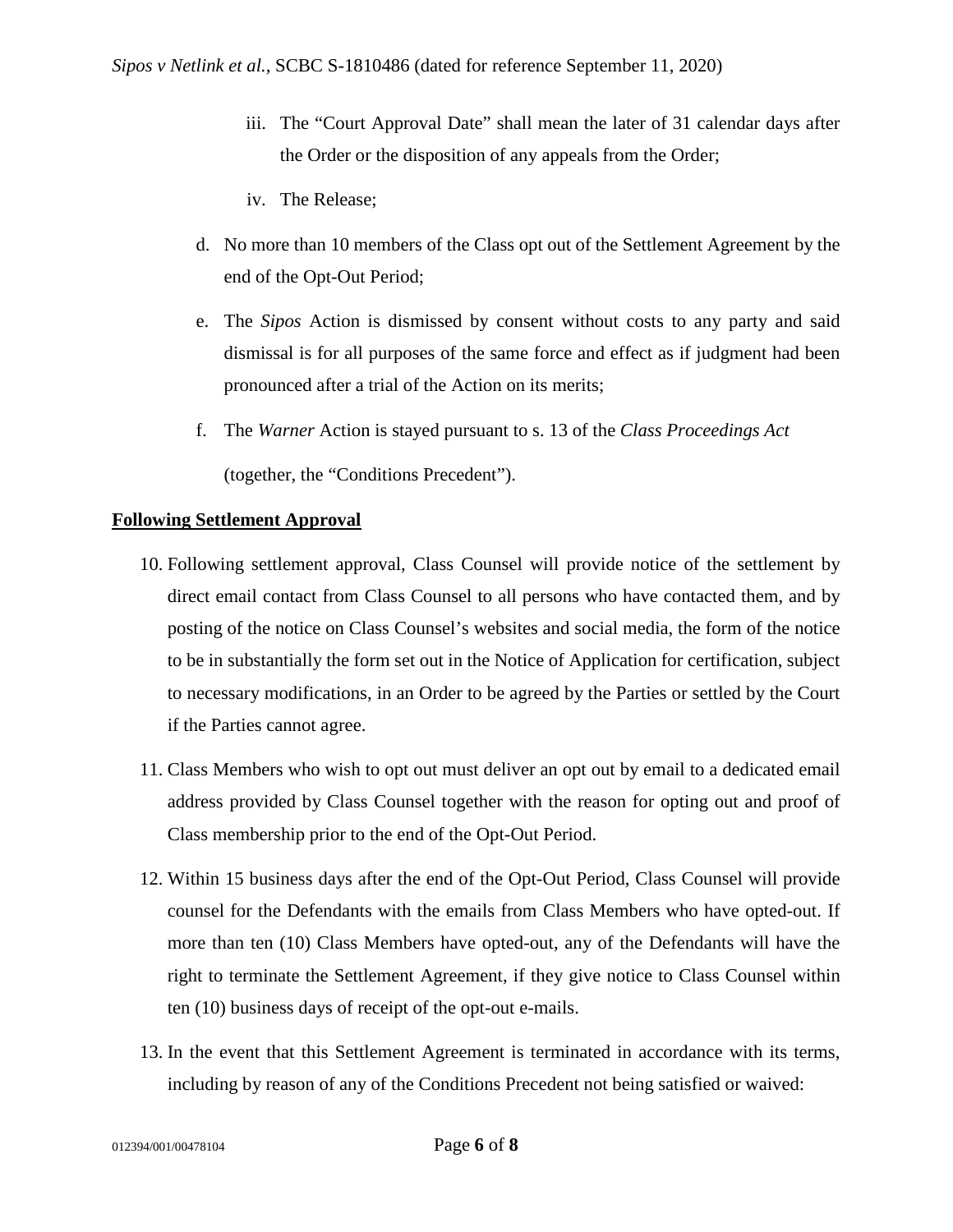iii. The "Court Approval Date" shall mean the later of 31 calendar days after the Order or the disposition of any appeals from the Order;

iv. The Release;

d. No more than 10 members of the Class opt out of the Settlement Agreement by the end of the Opt-Out Period;

e. The *Sipos* Action is dismissed by consent without costs to any party and said dismissal is for all purposes of the same force and effect as if judgment had been pronounced after a trial of the Action on its merits;

f. The *Warner* Action is stayed pursuant to s. 13 of the *Class Proceedings Act*

(together, the "Conditions Precedent").

**Following Settlement Approval**

10. Following settlement approval, Class Counsel will provide notice of the settlement by direct email contact from Class Counsel to all persons who have contacted them, and by posting of the notice on Class Counsel's websites and social media, the form of the notice to be in substantially the form set out in the Notice of Application for certification, subject to necessary modifications, in an Order to be agreed by the Parties or settled by the Court if the Parties cannot agree.

11. Class Members who wish to opt out must deliver an opt out by email to a dedicated email address provided by Class Counsel together with the reason for opting out and proof of Class membership prior to the end of the Opt-Out Period.

12. Within 15 business days after the end of the Opt-Out Period, Class Counsel will provide counsel for the Defendants with the emails from Class Members who have opted-out. If more than ten (10) Class Members have opted-out, any of the Defendants will have the right to terminate the Settlement Agreement, if they give notice to Class Counsel within ten (10) business days of receipt of the opt-out e-mails.

13. In the event that this Settlement Agreement is terminated in accordance with its terms, including by reason of any of the Conditions Precedent not being satisfied or waived: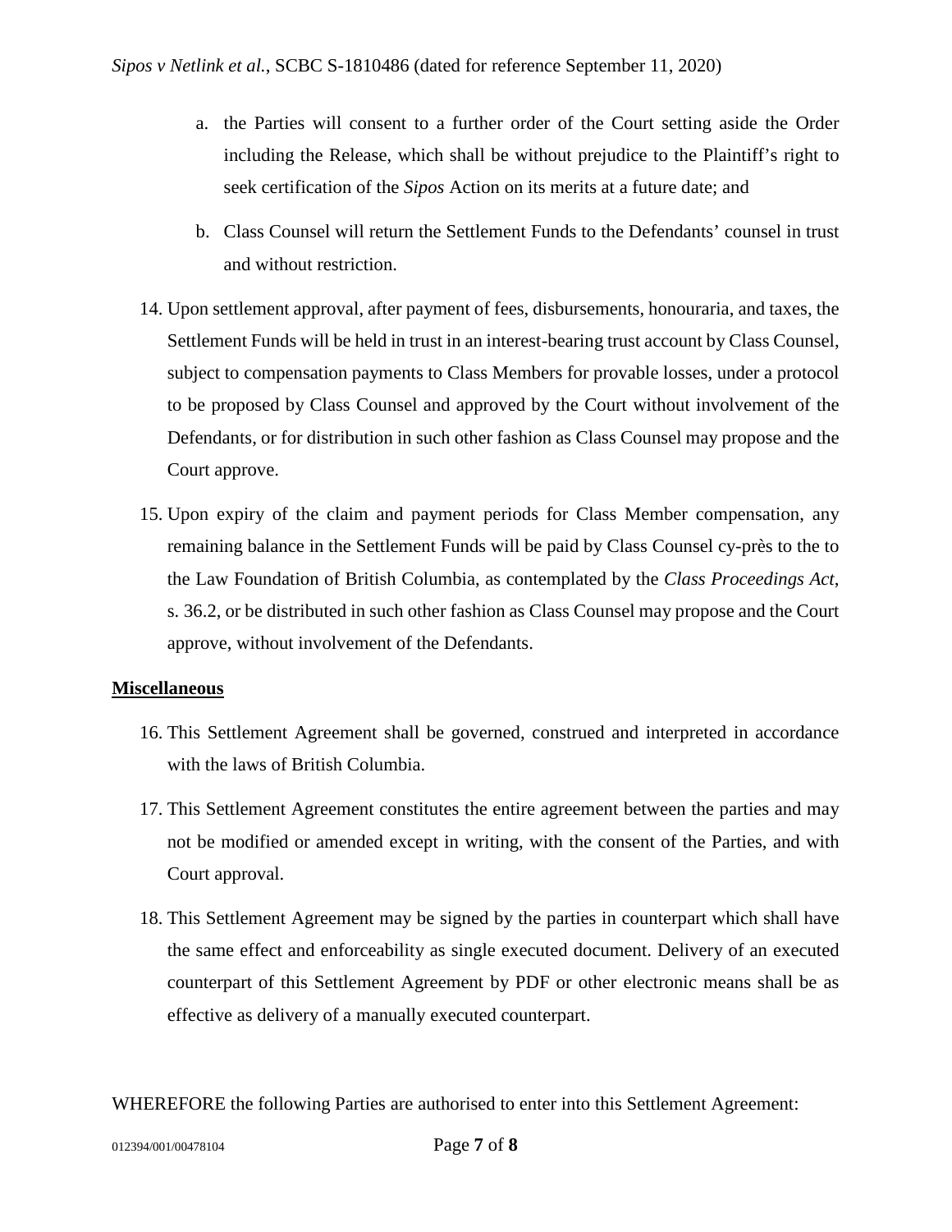a. the Parties will consent to a further order of the Court setting aside the Order including the Release, which shall be without prejudice to the Plaintiff's right to seek certification of the *Sipos* Action on its merits at a future date; and

b. Class Counsel will return the Settlement Funds to the Defendants' counsel in trust and without restriction.

14. Upon settlement approval, after payment of fees, disbursements, honouraria, and taxes, the Settlement Funds will be held in trust in an interest-bearing trust account by Class Counsel, subject to compensation payments to Class Members for provable losses, under a protocol to be proposed by Class Counsel and approved by the Court without involvement of the Defendants, or for distribution in such other fashion as Class Counsel may propose and the Court approve.

15. Upon expiry of the claim and payment periods for Class Member compensation, any remaining balance in the Settlement Funds will be paid by Class Counsel cy-près to the to the Law Foundation of British Columbia, as contemplated by the *Class Proceedings Act*, s. 36.2, or be distributed in such other fashion as Class Counsel may propose and the Court approve, without involvement of the Defendants.

**Miscellaneous**

16. This Settlement Agreement shall be governed, construed and interpreted in accordance with the laws of British Columbia.

17. This Settlement Agreement constitutes the entire agreement between the parties and may not be modified or amended except in writing, with the consent of the Parties, and with Court approval.

18. This Settlement Agreement may be signed by the parties in counterpart which shall have the same effect and enforceability as single executed document. Delivery of an executed counterpart of this Settlement Agreement by PDF or other electronic means shall be as effective as delivery of a manually executed counterpart.

WHEREFORE the following Parties are authorised to enter into this Settlement Agreement: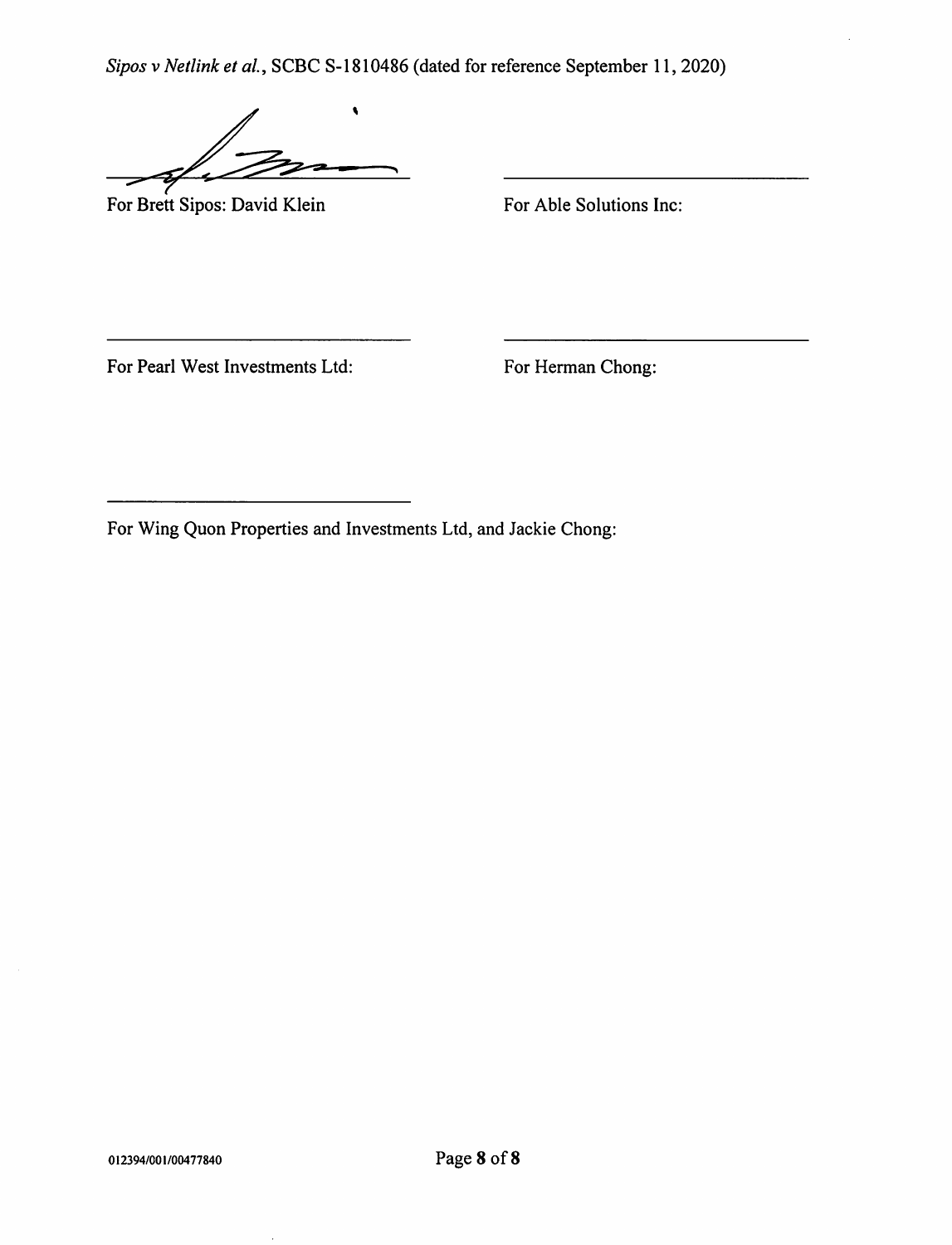*Sipos v Netlink et al.*, SCBC S-1810486 (dated for reference September 11, 2020)

For Brett Sipos: David Klein

For Able Solutions Inc:

For Pearl West Investments Ltd:

For Herman Chong:

For Wing Quon Properties and Investments Ltd, and Jackie Chong:

012394/001/00477840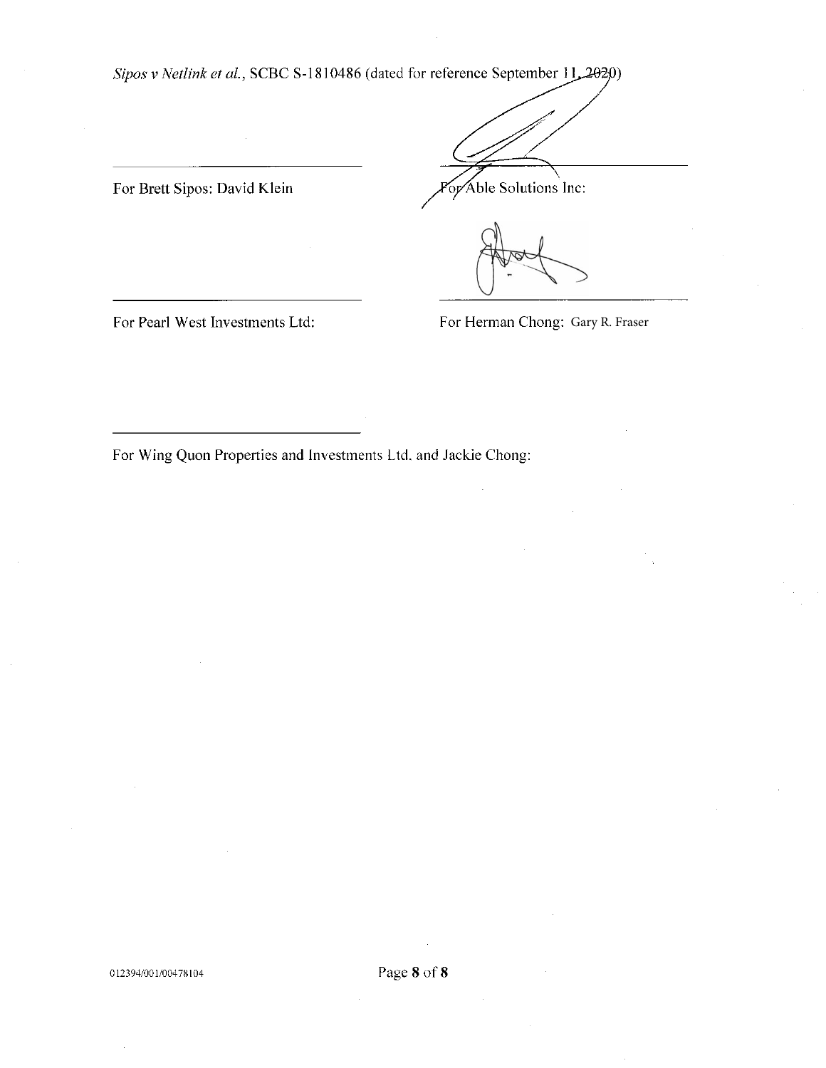*Sipos v Netlink et al.*, SCBC S-1810486 (dated for reference September 11, 2020)

For Brett Sipos: David Klein

For Able Solutions Inc:

For Pearl West Investments Ltd:

For Herman Chong: Gary R. Fraser

For Wing Quon Properties and Investments Ltd. and Jackie Chong:

012394/001/00478104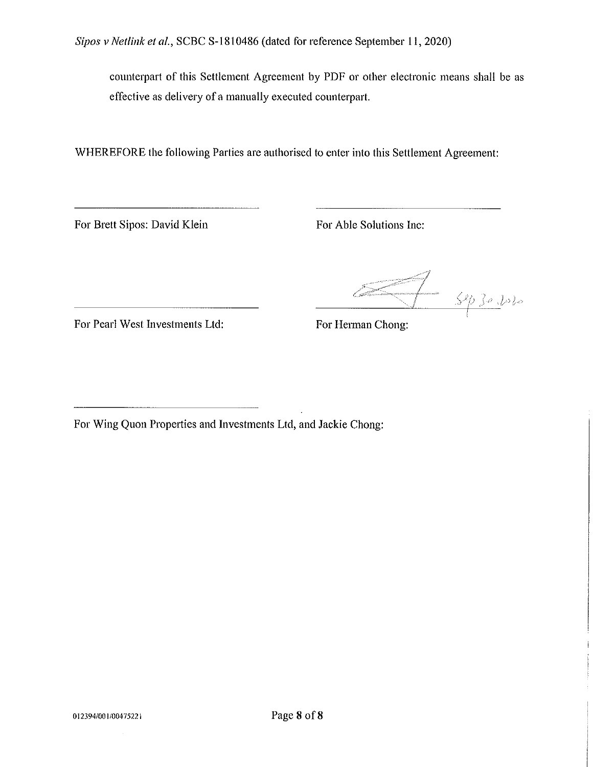counterpart of this Settlement Agreement by PDF or other electronic means shall be as effective as delivery of a manually executed counterpart.

WHEREFORE the following Parties are authorised to enter into this Settlement Agreement:

\_\_\_\_\_\_\_\_\_\_\_\_\_\_\_\_\_\_\_\_\_\_\_\_\_\_\_\_\_\_

For Brett Sipos: David Klein

\_\_\_\_\_\_\_\_\_\_\_\_\_\_\_\_\_\_\_\_\_\_\_\_\_\_\_\_\_\_

For Able Solutions Inc:

\_\_\_\_\_\_\_\_\_\_\_\_\_\_\_\_\_\_\_\_\_\_\_\_\_\_\_\_\_\_

For Pearl West Investments Ltd:

[Signature] Sep 30, 2020

\_\_\_\_\_\_\_\_\_\_\_\_\_\_\_\_\_\_\_\_\_\_\_\_\_\_\_\_\_\_

For Herman Chong:

\_\_\_\_\_\_\_\_\_\_\_\_\_\_\_\_\_\_\_\_\_\_\_\_\_\_\_\_\_\_

For Wing Quon Properties and Investments Ltd, and Jackie Chong:

012394/001/00475221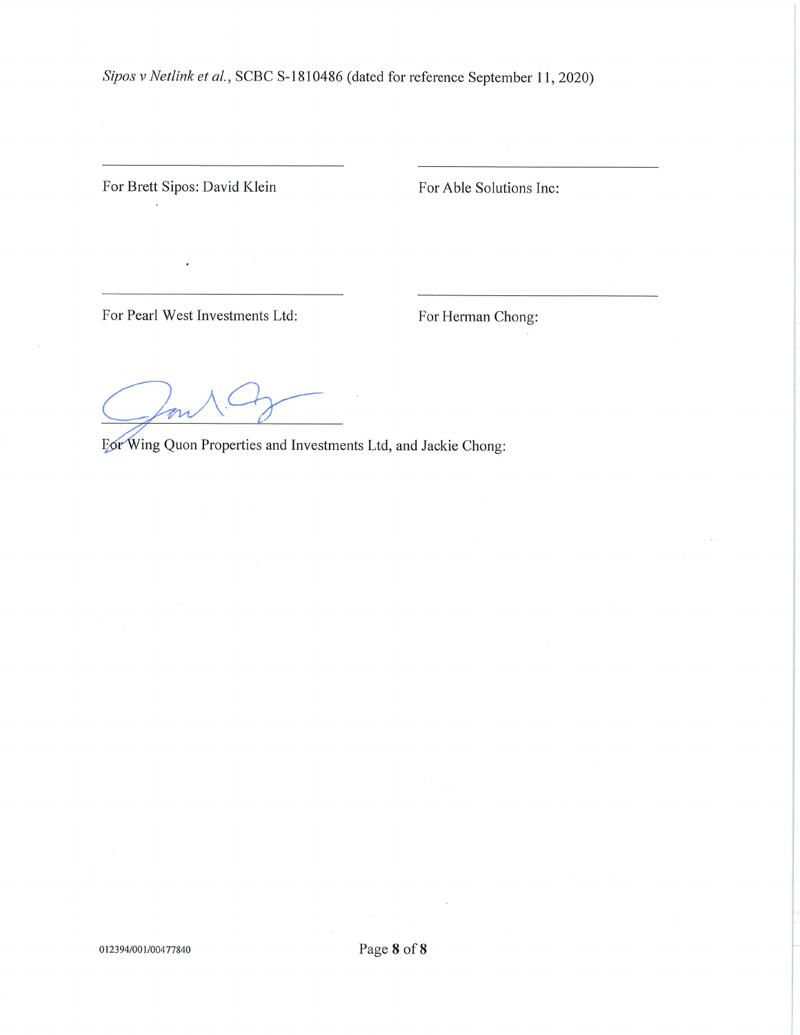*Sipos v Netlink et al.*, SCBC S-1810486 (dated for reference September 11, 2020)

\_\_\_\_\_\_\_\_\_\_\_\_\_\_\_\_\_\_\_\_\_\_\_\_\_\_\_\_\_\_\_\_\_\_\_\_

For Brett Sipos: David Klein

\_\_\_\_\_\_\_\_\_\_\_\_\_\_\_\_\_\_\_\_\_\_\_\_\_\_\_\_\_\_\_\_\_\_\_\_

For Able Solutions Inc:

\_\_\_\_\_\_\_\_\_\_\_\_\_\_\_\_\_\_\_\_\_\_\_\_\_\_\_\_\_\_\_\_\_\_\_\_

For Pearl West Investments Ltd:

\_\_\_\_\_\_\_\_\_\_\_\_\_\_\_\_\_\_\_\_\_\_\_\_\_\_\_\_\_\_\_\_\_\_\_\_

For Herman Chong:

\_\_\_\_\_\_\_\_\_\_\_\_\_\_\_\_\_\_\_\_\_\_\_\_\_\_\_\_\_\_\_\_\_\_\_\_

For Wing Quon Properties and Investments Ltd, and Jackie Chong:

012394/001/00477840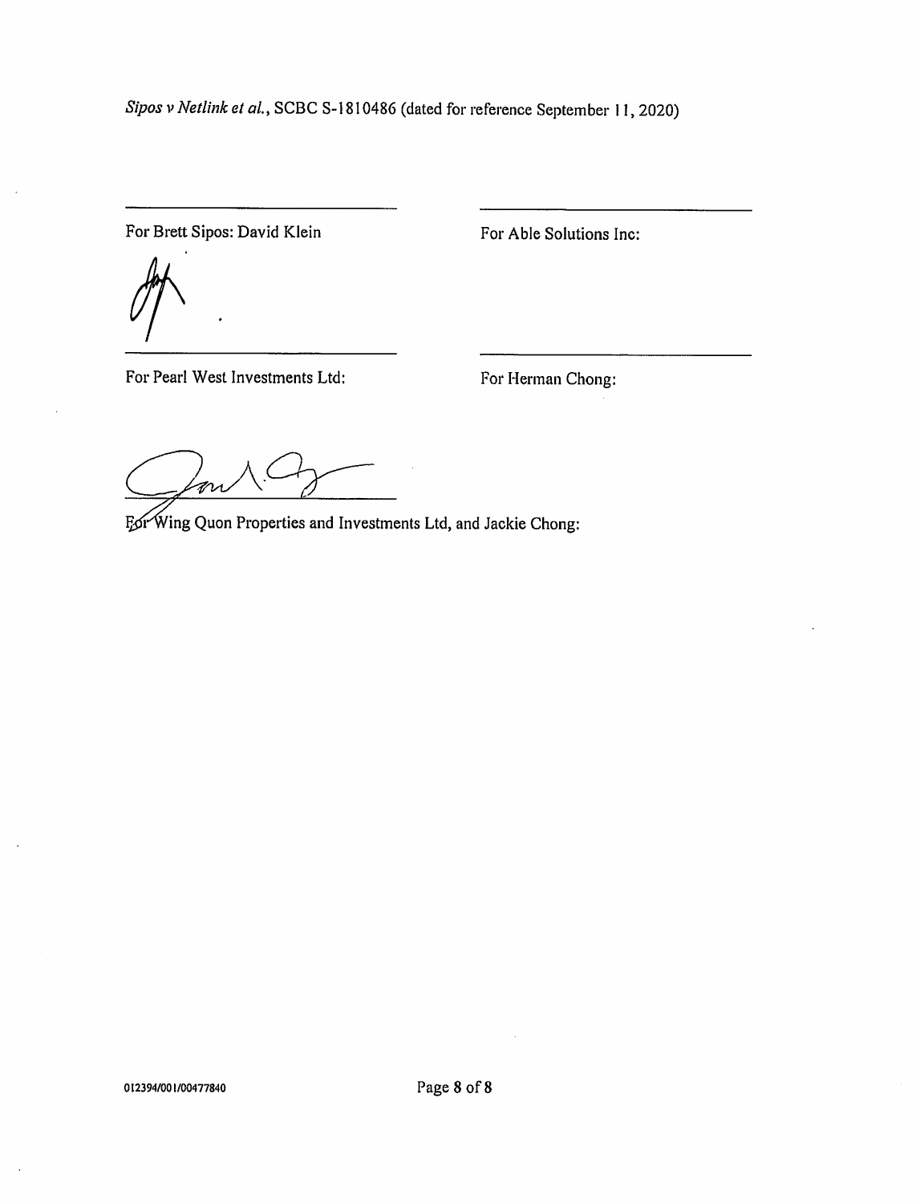*Sipos v Netlink et al.*, SCBC S-1810486 (dated for reference September 11, 2020)

| | |
|---|---|
| For Brett Sipos: David Klein | For Able Solutions Inc: |
| For Pearl West Investments Ltd: | For Herman Chong: |

For Wing Quon Properties and Investments Ltd, and Jackie Chong:

012394/001/00477840